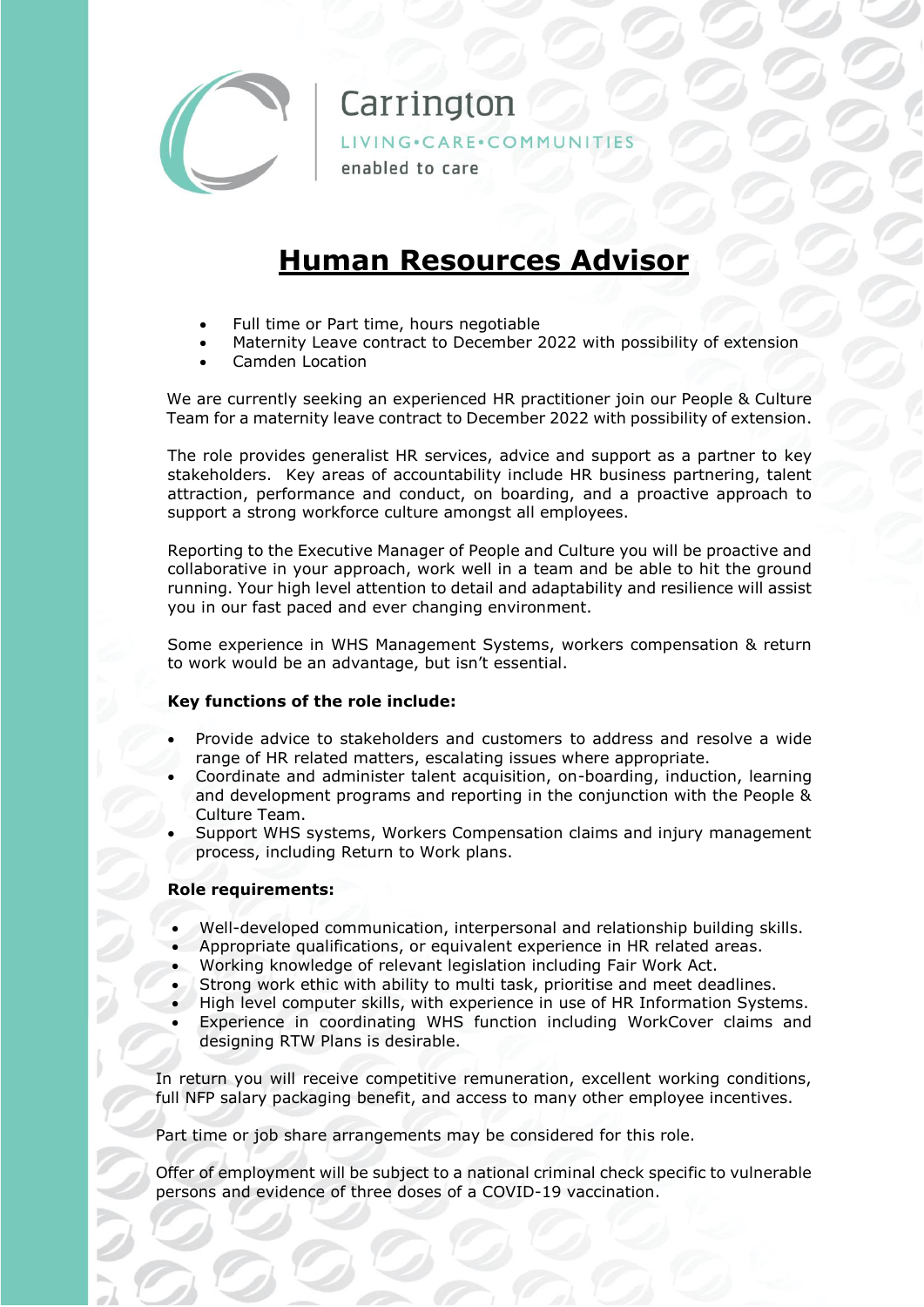Carrington

LIVING•CARE•COMMUNITIES

enabled to care

# Human Resources Advisor

- Full time or Part time, hours negotiable
- Maternity Leave contract to December 2022 with possibility of extension
- Camden Location

We are currently seeking an experienced HR practitioner join our People & Culture Team for a maternity leave contract to December 2022 with possibility of extension.

The role provides generalist HR services, advice and support as a partner to key stakeholders. Key areas of accountability include HR business partnering, talent attraction, performance and conduct, on boarding, and a proactive approach to support a strong workforce culture amongst all employees.

Reporting to the Executive Manager of People and Culture you will be proactive and collaborative in your approach, work well in a team and be able to hit the ground running. Your high level attention to detail and adaptability and resilience will assist you in our fast paced and ever changing environment.

Some experience in WHS Management Systems, workers compensation & return to work would be an advantage, but isn't essential.

**Key functions of the role include:**

- Provide advice to stakeholders and customers to address and resolve a wide range of HR related matters, escalating issues where appropriate.
- Coordinate and administer talent acquisition, on-boarding, induction, learning and development programs and reporting in the conjunction with the People & Culture Team.
- Support WHS systems, Workers Compensation claims and injury management process, including Return to Work plans.

**Role requirements:**

- Well-developed communication, interpersonal and relationship building skills.
- Appropriate qualifications, or equivalent experience in HR related areas.
- Working knowledge of relevant legislation including Fair Work Act.
- Strong work ethic with ability to multi task, prioritise and meet deadlines.
- High level computer skills, with experience in use of HR Information Systems.
- Experience in coordinating WHS function including WorkCover claims and designing RTW Plans is desirable.

In return you will receive competitive remuneration, excellent working conditions, full NFP salary packaging benefit, and access to many other employee incentives.

Part time or job share arrangements may be considered for this role.

Offer of employment will be subject to a national criminal check specific to vulnerable persons and evidence of three doses of a COVID-19 vaccination.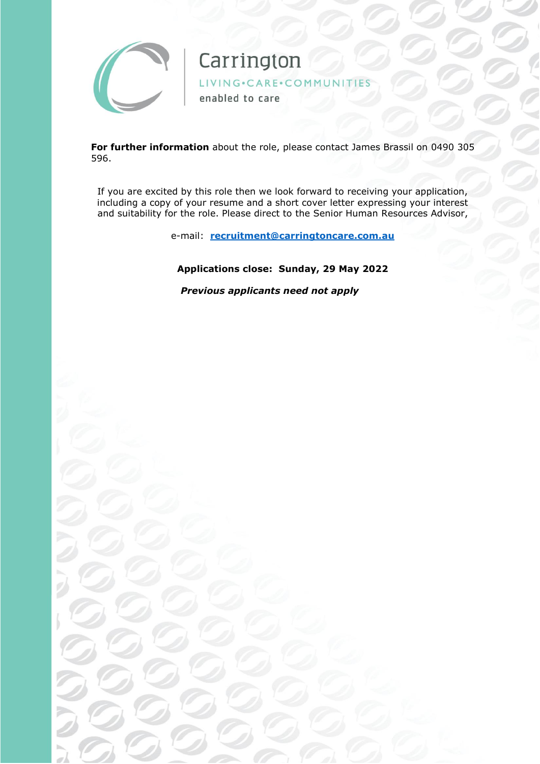Carrington

LIVING•CARE•COMMUNITIES

enabled to care

**For further information** about the role, please contact James Brassil on 0490 305 596.

If you are excited by this role then we look forward to receiving your application, including a copy of your resume and a short cover letter expressing your interest and suitability for the role. Please direct to the Senior Human Resources Advisor,

e-mail: **recruitment@carringtoncare.com.au**

**Applications close: Sunday, 29 May 2022**

***Previous applicants need not apply***